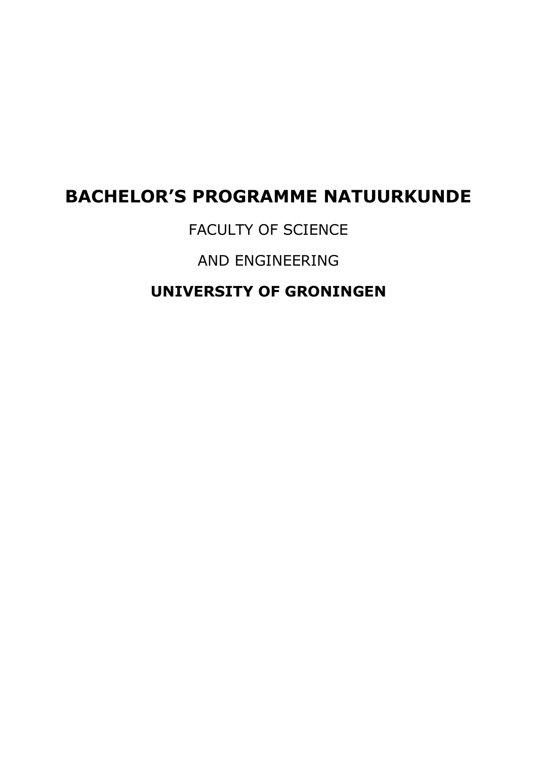# BACHELOR'S PROGRAMME NATUURKUNDE

FACULTY OF SCIENCE

AND ENGINEERING

**UNIVERSITY OF GRONINGEN**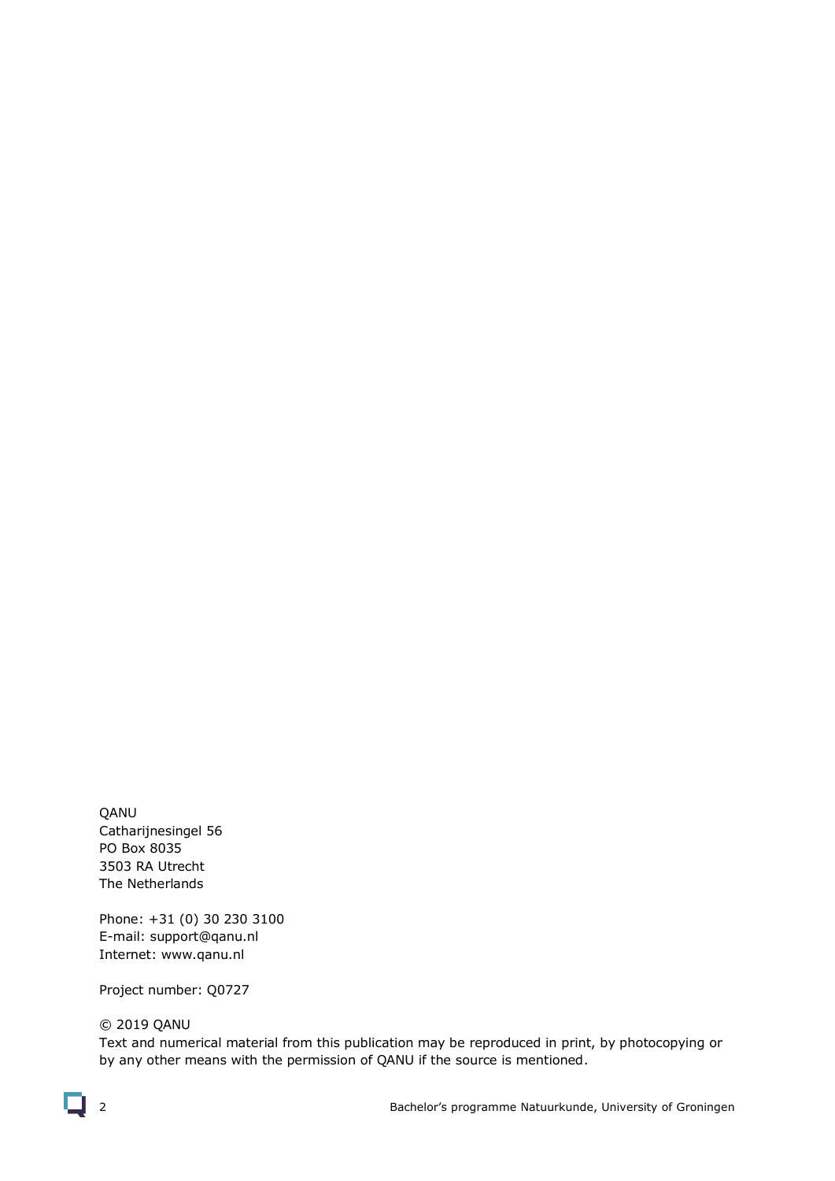QANU
Catharijnesingel 56
PO Box 8035
3503 RA Utrecht
The Netherlands

Phone: +31 (0) 30 230 3100
E-mail: support@qanu.nl
Internet: www.qanu.nl

Project number: Q0727

© 2019 QANU
Text and numerical material from this publication may be reproduced in print, by photocopying or by any other means with the permission of QANU if the source is mentioned.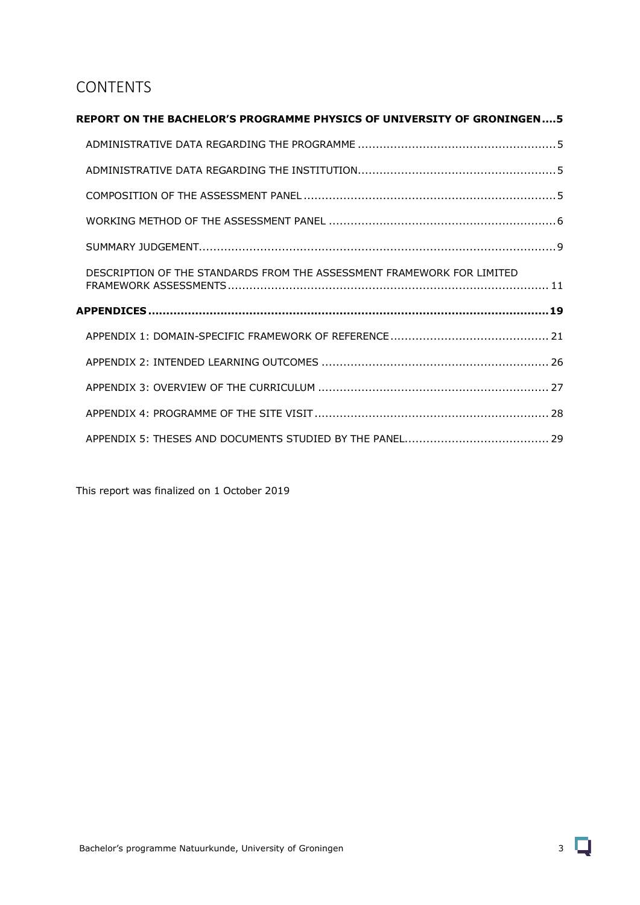# CONTENTS

**REPORT ON THE BACHELOR'S PROGRAMME PHYSICS OF UNIVERSITY OF GRONINGEN....5**

- ADMINISTRATIVE DATA REGARDING THE PROGRAMME ....................................................... 5
- ADMINISTRATIVE DATA REGARDING THE INSTITUTION....................................................... 5
- COMPOSITION OF THE ASSESSMENT PANEL ....................................................................... 5
- WORKING METHOD OF THE ASSESSMENT PANEL ................................................................ 6
- SUMMARY JUDGEMENT.................................................................................................... 9
- DESCRIPTION OF THE STANDARDS FROM THE ASSESSMENT FRAMEWORK FOR LIMITED FRAMEWORK ASSESSMENTS......................................................................................... 11

**APPENDICES ...............................................................................................................19**

- APPENDIX 1: DOMAIN-SPECIFIC FRAMEWORK OF REFERENCE ............................................ 21
- APPENDIX 2: INTENDED LEARNING OUTCOMES ................................................................ 26
- APPENDIX 3: OVERVIEW OF THE CURRICULUM ................................................................. 27
- APPENDIX 4: PROGRAMME OF THE SITE VISIT .................................................................. 28
- APPENDIX 5: THESES AND DOCUMENTS STUDIED BY THE PANEL........................................ 29

This report was finalized on 1 October 2019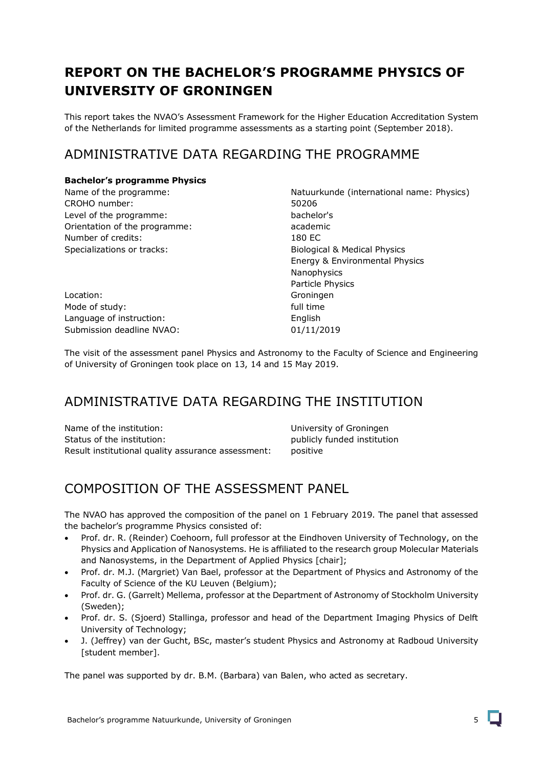# REPORT ON THE BACHELOR'S PROGRAMME PHYSICS OF UNIVERSITY OF GRONINGEN

This report takes the NVAO's Assessment Framework for the Higher Education Accreditation System of the Netherlands for limited programme assessments as a starting point (September 2018).

## ADMINISTRATIVE DATA REGARDING THE PROGRAMME

**Bachelor's programme Physics**

| | |
|---|---|
| Name of the programme: | Natuurkunde (international name: Physics) |
| CROHO number: | 50206 |
| Level of the programme: | bachelor's |
| Orientation of the programme: | academic |
| Number of credits: | 180 EC |
| Specializations or tracks: | Biological & Medical Physics<br>Energy & Environmental Physics<br>Nanophysics<br>Particle Physics |
| Location: | Groningen |
| Mode of study: | full time |
| Language of instruction: | English |
| Submission deadline NVAO: | 01/11/2019 |

The visit of the assessment panel Physics and Astronomy to the Faculty of Science and Engineering of University of Groningen took place on 13, 14 and 15 May 2019.

## ADMINISTRATIVE DATA REGARDING THE INSTITUTION

| | |
|---|---|
| Name of the institution: | University of Groningen |
| Status of the institution: | publicly funded institution |
| Result institutional quality assurance assessment: | positive |

## COMPOSITION OF THE ASSESSMENT PANEL

The NVAO has approved the composition of the panel on 1 February 2019. The panel that assessed the bachelor's programme Physics consisted of:

- Prof. dr. R. (Reinder) Coehoorn, full professor at the Eindhoven University of Technology, on the Physics and Application of Nanosystems. He is affiliated to the research group Molecular Materials and Nanosystems, in the Department of Applied Physics [chair];
- Prof. dr. M.J. (Margriet) Van Bael, professor at the Department of Physics and Astronomy of the Faculty of Science of the KU Leuven (Belgium);
- Prof. dr. G. (Garrelt) Mellema, professor at the Department of Astronomy of Stockholm University (Sweden);
- Prof. dr. S. (Sjoerd) Stallinga, professor and head of the Department Imaging Physics of Delft University of Technology;
- J. (Jeffrey) van der Gucht, BSc, master's student Physics and Astronomy at Radboud University [student member].

The panel was supported by dr. B.M. (Barbara) van Balen, who acted as secretary.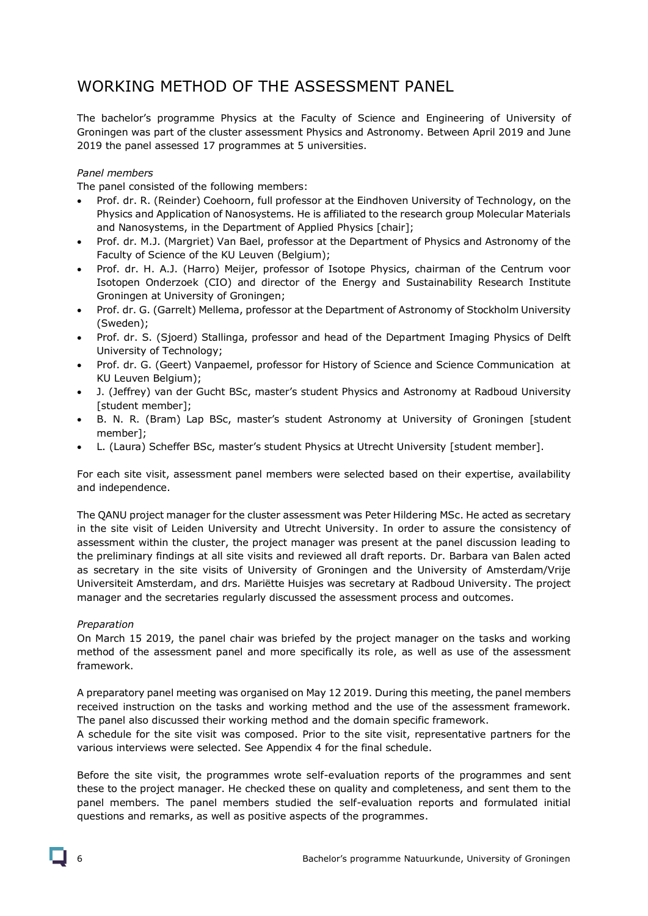# WORKING METHOD OF THE ASSESSMENT PANEL

The bachelor's programme Physics at the Faculty of Science and Engineering of University of Groningen was part of the cluster assessment Physics and Astronomy. Between April 2019 and June 2019 the panel assessed 17 programmes at 5 universities.

*Panel members*

The panel consisted of the following members:

- Prof. dr. R. (Reinder) Coehoorn, full professor at the Eindhoven University of Technology, on the Physics and Application of Nanosystems. He is affiliated to the research group Molecular Materials and Nanosystems, in the Department of Applied Physics [chair];
- Prof. dr. M.J. (Margriet) Van Bael, professor at the Department of Physics and Astronomy of the Faculty of Science of the KU Leuven (Belgium);
- Prof. dr. H. A.J. (Harro) Meijer, professor of Isotope Physics, chairman of the Centrum voor Isotopen Onderzoek (CIO) and director of the Energy and Sustainability Research Institute Groningen at University of Groningen;
- Prof. dr. G. (Garrelt) Mellema, professor at the Department of Astronomy of Stockholm University (Sweden);
- Prof. dr. S. (Sjoerd) Stallinga, professor and head of the Department Imaging Physics of Delft University of Technology;
- Prof. dr. G. (Geert) Vanpaemel, professor for History of Science and Science Communication at KU Leuven Belgium);
- J. (Jeffrey) van der Gucht BSc, master's student Physics and Astronomy at Radboud University [student member];
- B. N. R. (Bram) Lap BSc, master's student Astronomy at University of Groningen [student member];
- L. (Laura) Scheffer BSc, master's student Physics at Utrecht University [student member].

For each site visit, assessment panel members were selected based on their expertise, availability and independence.

The QANU project manager for the cluster assessment was Peter Hildering MSc. He acted as secretary in the site visit of Leiden University and Utrecht University. In order to assure the consistency of assessment within the cluster, the project manager was present at the panel discussion leading to the preliminary findings at all site visits and reviewed all draft reports. Dr. Barbara van Balen acted as secretary in the site visits of University of Groningen and the University of Amsterdam/Vrije Universiteit Amsterdam, and drs. Mariëtte Huisjes was secretary at Radboud University. The project manager and the secretaries regularly discussed the assessment process and outcomes.

*Preparation*

On March 15 2019, the panel chair was briefed by the project manager on the tasks and working method of the assessment panel and more specifically its role, as well as use of the assessment framework.

A preparatory panel meeting was organised on May 12 2019. During this meeting, the panel members received instruction on the tasks and working method and the use of the assessment framework. The panel also discussed their working method and the domain specific framework.
A schedule for the site visit was composed. Prior to the site visit, representative partners for the various interviews were selected. See Appendix 4 for the final schedule.

Before the site visit, the programmes wrote self-evaluation reports of the programmes and sent these to the project manager. He checked these on quality and completeness, and sent them to the panel members. The panel members studied the self-evaluation reports and formulated initial questions and remarks, as well as positive aspects of the programmes.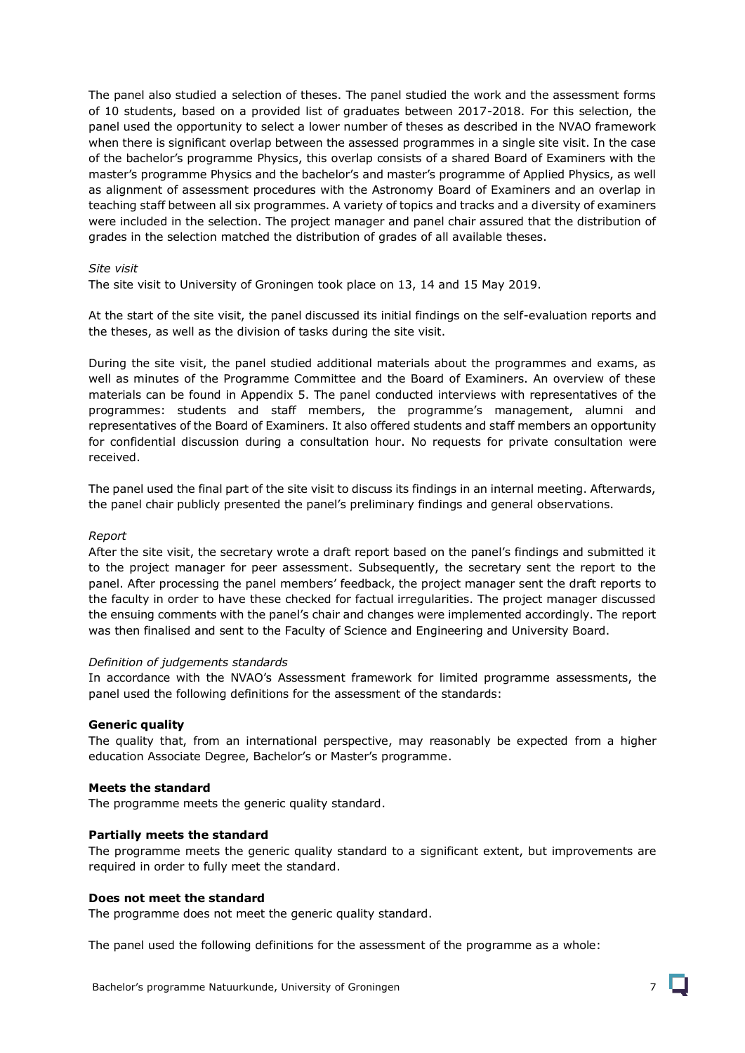The panel also studied a selection of theses. The panel studied the work and the assessment forms of 10 students, based on a provided list of graduates between 2017-2018. For this selection, the panel used the opportunity to select a lower number of theses as described in the NVAO framework when there is significant overlap between the assessed programmes in a single site visit. In the case of the bachelor's programme Physics, this overlap consists of a shared Board of Examiners with the master's programme Physics and the bachelor's and master's programme of Applied Physics, as well as alignment of assessment procedures with the Astronomy Board of Examiners and an overlap in teaching staff between all six programmes. A variety of topics and tracks and a diversity of examiners were included in the selection. The project manager and panel chair assured that the distribution of grades in the selection matched the distribution of grades of all available theses.

*Site visit*

The site visit to University of Groningen took place on 13, 14 and 15 May 2019.

At the start of the site visit, the panel discussed its initial findings on the self-evaluation reports and the theses, as well as the division of tasks during the site visit.

During the site visit, the panel studied additional materials about the programmes and exams, as well as minutes of the Programme Committee and the Board of Examiners. An overview of these materials can be found in Appendix 5. The panel conducted interviews with representatives of the programmes: students and staff members, the programme's management, alumni and representatives of the Board of Examiners. It also offered students and staff members an opportunity for confidential discussion during a consultation hour. No requests for private consultation were received.

The panel used the final part of the site visit to discuss its findings in an internal meeting. Afterwards, the panel chair publicly presented the panel's preliminary findings and general observations.

*Report*

After the site visit, the secretary wrote a draft report based on the panel's findings and submitted it to the project manager for peer assessment. Subsequently, the secretary sent the report to the panel. After processing the panel members' feedback, the project manager sent the draft reports to the faculty in order to have these checked for factual irregularities. The project manager discussed the ensuing comments with the panel's chair and changes were implemented accordingly. The report was then finalised and sent to the Faculty of Science and Engineering and University Board.

*Definition of judgements standards*

In accordance with the NVAO's Assessment framework for limited programme assessments, the panel used the following definitions for the assessment of the standards:

**Generic quality**

The quality that, from an international perspective, may reasonably be expected from a higher education Associate Degree, Bachelor's or Master's programme.

**Meets the standard**

The programme meets the generic quality standard.

**Partially meets the standard**

The programme meets the generic quality standard to a significant extent, but improvements are required in order to fully meet the standard.

**Does not meet the standard**

The programme does not meet the generic quality standard.

The panel used the following definitions for the assessment of the programme as a whole: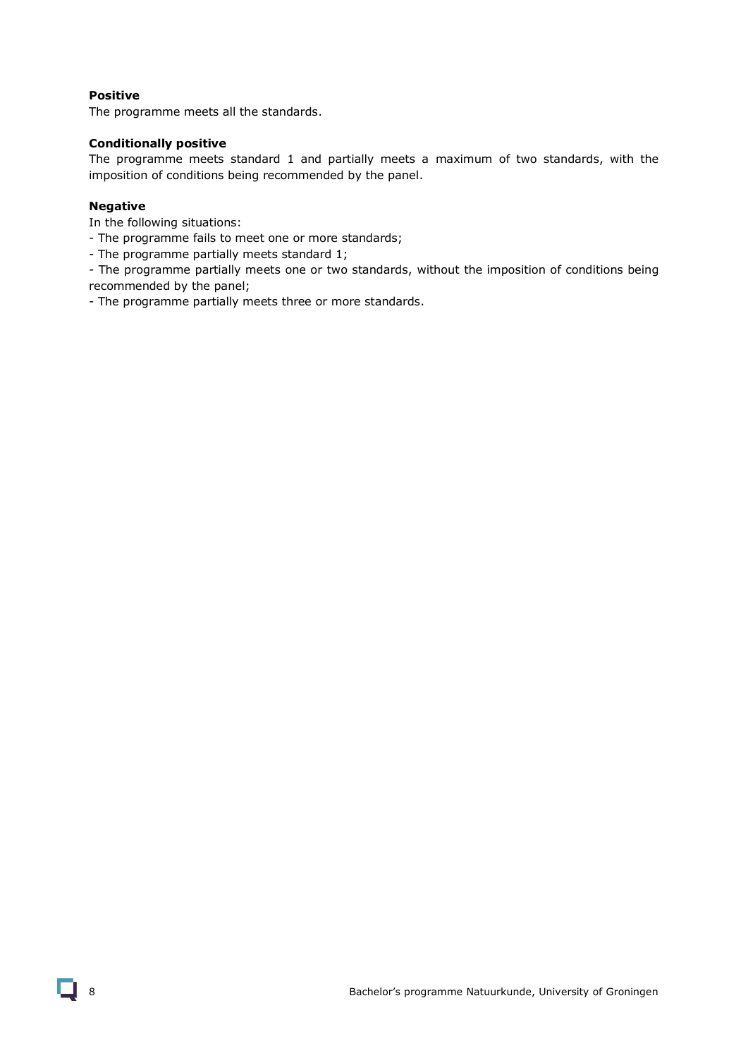**Positive**

The programme meets all the standards.

**Conditionally positive**

The programme meets standard 1 and partially meets a maximum of two standards, with the imposition of conditions being recommended by the panel.

**Negative**

In the following situations:

- The programme fails to meet one or more standards;
- The programme partially meets standard 1;
- The programme partially meets one or two standards, without the imposition of conditions being recommended by the panel;
- The programme partially meets three or more standards.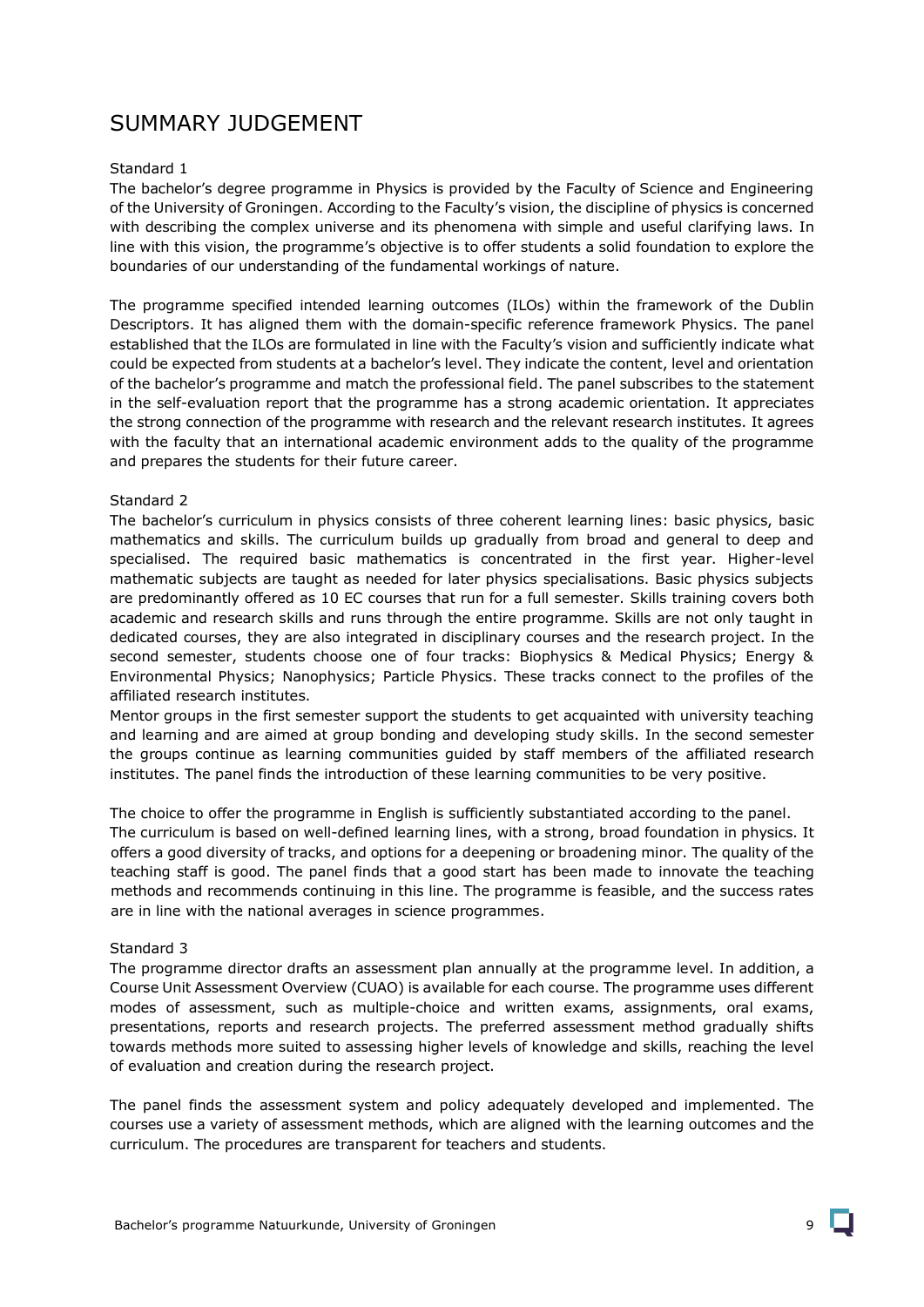# SUMMARY JUDGEMENT

Standard 1

The bachelor's degree programme in Physics is provided by the Faculty of Science and Engineering of the University of Groningen. According to the Faculty's vision, the discipline of physics is concerned with describing the complex universe and its phenomena with simple and useful clarifying laws. In line with this vision, the programme's objective is to offer students a solid foundation to explore the boundaries of our understanding of the fundamental workings of nature.

The programme specified intended learning outcomes (ILOs) within the framework of the Dublin Descriptors. It has aligned them with the domain-specific reference framework Physics. The panel established that the ILOs are formulated in line with the Faculty's vision and sufficiently indicate what could be expected from students at a bachelor's level. They indicate the content, level and orientation of the bachelor's programme and match the professional field. The panel subscribes to the statement in the self-evaluation report that the programme has a strong academic orientation. It appreciates the strong connection of the programme with research and the relevant research institutes. It agrees with the faculty that an international academic environment adds to the quality of the programme and prepares the students for their future career.

Standard 2

The bachelor's curriculum in physics consists of three coherent learning lines: basic physics, basic mathematics and skills. The curriculum builds up gradually from broad and general to deep and specialised. The required basic mathematics is concentrated in the first year. Higher-level mathematic subjects are taught as needed for later physics specialisations. Basic physics subjects are predominantly offered as 10 EC courses that run for a full semester. Skills training covers both academic and research skills and runs through the entire programme. Skills are not only taught in dedicated courses, they are also integrated in disciplinary courses and the research project. In the second semester, students choose one of four tracks: Biophysics & Medical Physics; Energy & Environmental Physics; Nanophysics; Particle Physics. These tracks connect to the profiles of the affiliated research institutes.

Mentor groups in the first semester support the students to get acquainted with university teaching and learning and are aimed at group bonding and developing study skills. In the second semester the groups continue as learning communities guided by staff members of the affiliated research institutes. The panel finds the introduction of these learning communities to be very positive.

The choice to offer the programme in English is sufficiently substantiated according to the panel.

The curriculum is based on well-defined learning lines, with a strong, broad foundation in physics. It offers a good diversity of tracks, and options for a deepening or broadening minor. The quality of the teaching staff is good. The panel finds that a good start has been made to innovate the teaching methods and recommends continuing in this line. The programme is feasible, and the success rates are in line with the national averages in science programmes.

Standard 3

The programme director drafts an assessment plan annually at the programme level. In addition, a Course Unit Assessment Overview (CUAO) is available for each course. The programme uses different modes of assessment, such as multiple-choice and written exams, assignments, oral exams, presentations, reports and research projects. The preferred assessment method gradually shifts towards methods more suited to assessing higher levels of knowledge and skills, reaching the level of evaluation and creation during the research project.

The panel finds the assessment system and policy adequately developed and implemented. The courses use a variety of assessment methods, which are aligned with the learning outcomes and the curriculum. The procedures are transparent for teachers and students.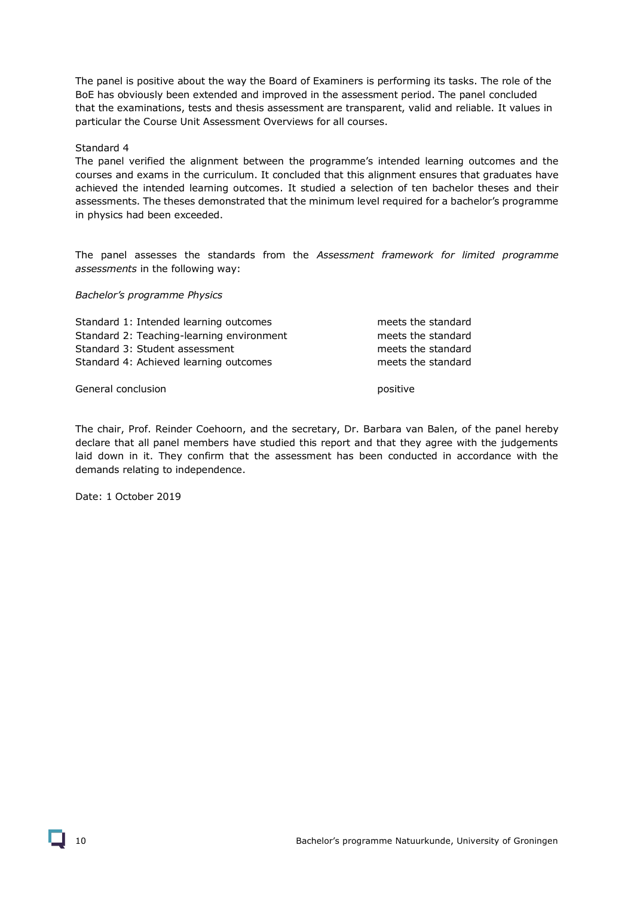The panel is positive about the way the Board of Examiners is performing its tasks. The role of the BoE has obviously been extended and improved in the assessment period. The panel concluded that the examinations, tests and thesis assessment are transparent, valid and reliable. It values in particular the Course Unit Assessment Overviews for all courses.

Standard 4
The panel verified the alignment between the programme's intended learning outcomes and the courses and exams in the curriculum. It concluded that this alignment ensures that graduates have achieved the intended learning outcomes. It studied a selection of ten bachelor theses and their assessments. The theses demonstrated that the minimum level required for a bachelor's programme in physics had been exceeded.

The panel assesses the standards from the *Assessment framework for limited programme assessments* in the following way:

*Bachelor's programme Physics*

| | |
|---|---|
| Standard 1: Intended learning outcomes | meets the standard |
| Standard 2: Teaching-learning environment | meets the standard |
| Standard 3: Student assessment | meets the standard |
| Standard 4: Achieved learning outcomes | meets the standard |
| | |
| General conclusion | positive |

The chair, Prof. Reinder Coehoorn, and the secretary, Dr. Barbara van Balen, of the panel hereby declare that all panel members have studied this report and that they agree with the judgements laid down in it. They confirm that the assessment has been conducted in accordance with the demands relating to independence.

Date: 1 October 2019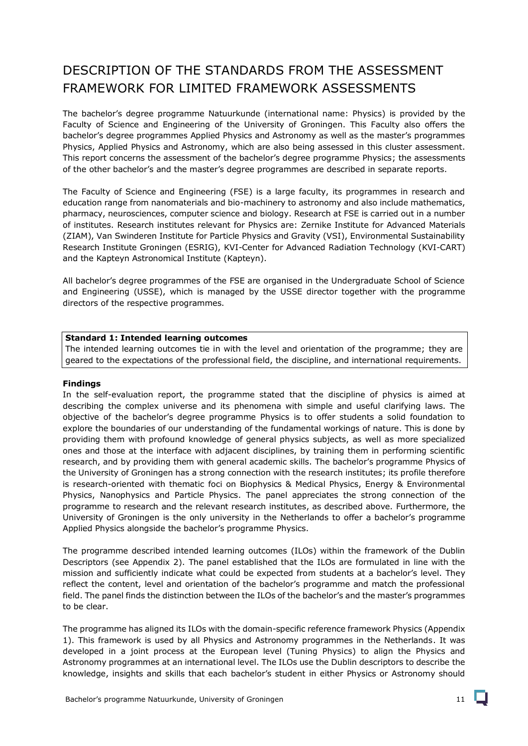# DESCRIPTION OF THE STANDARDS FROM THE ASSESSMENT FRAMEWORK FOR LIMITED FRAMEWORK ASSESSMENTS

The bachelor's degree programme Natuurkunde (international name: Physics) is provided by the Faculty of Science and Engineering of the University of Groningen. This Faculty also offers the bachelor's degree programmes Applied Physics and Astronomy as well as the master's programmes Physics, Applied Physics and Astronomy, which are also being assessed in this cluster assessment. This report concerns the assessment of the bachelor's degree programme Physics; the assessments of the other bachelor's and the master's degree programmes are described in separate reports.

The Faculty of Science and Engineering (FSE) is a large faculty, its programmes in research and education range from nanomaterials and bio-machinery to astronomy and also include mathematics, pharmacy, neurosciences, computer science and biology. Research at FSE is carried out in a number of institutes. Research institutes relevant for Physics are: Zernike Institute for Advanced Materials (ZIAM), Van Swinderen Institute for Particle Physics and Gravity (VSI), Environmental Sustainability Research Institute Groningen (ESRIG), KVI-Center for Advanced Radiation Technology (KVI-CART) and the Kapteyn Astronomical Institute (Kapteyn).

All bachelor's degree programmes of the FSE are organised in the Undergraduate School of Science and Engineering (USSE), which is managed by the USSE director together with the programme directors of the respective programmes.

**Standard 1: Intended learning outcomes**
The intended learning outcomes tie in with the level and orientation of the programme; they are geared to the expectations of the professional field, the discipline, and international requirements.

**Findings**
In the self-evaluation report, the programme stated that the discipline of physics is aimed at describing the complex universe and its phenomena with simple and useful clarifying laws. The objective of the bachelor's degree programme Physics is to offer students a solid foundation to explore the boundaries of our understanding of the fundamental workings of nature. This is done by providing them with profound knowledge of general physics subjects, as well as more specialized ones and those at the interface with adjacent disciplines, by training them in performing scientific research, and by providing them with general academic skills. The bachelor's programme Physics of the University of Groningen has a strong connection with the research institutes; its profile therefore is research-oriented with thematic foci on Biophysics & Medical Physics, Energy & Environmental Physics, Nanophysics and Particle Physics. The panel appreciates the strong connection of the programme to research and the relevant research institutes, as described above. Furthermore, the University of Groningen is the only university in the Netherlands to offer a bachelor's programme Applied Physics alongside the bachelor's programme Physics.

The programme described intended learning outcomes (ILOs) within the framework of the Dublin Descriptors (see Appendix 2). The panel established that the ILOs are formulated in line with the mission and sufficiently indicate what could be expected from students at a bachelor's level. They reflect the content, level and orientation of the bachelor's programme and match the professional field. The panel finds the distinction between the ILOs of the bachelor's and the master's programmes to be clear.

The programme has aligned its ILOs with the domain-specific reference framework Physics (Appendix 1). This framework is used by all Physics and Astronomy programmes in the Netherlands. It was developed in a joint process at the European level (Tuning Physics) to align the Physics and Astronomy programmes at an international level. The ILOs use the Dublin descriptors to describe the knowledge, insights and skills that each bachelor's student in either Physics or Astronomy should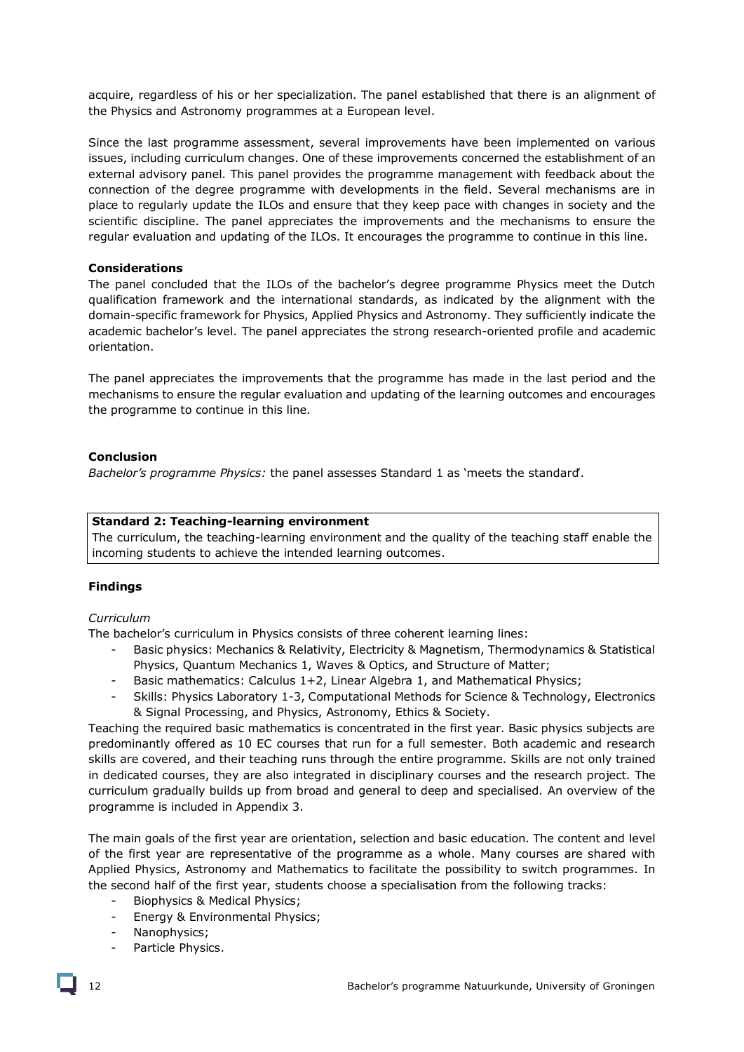acquire, regardless of his or her specialization. The panel established that there is an alignment of the Physics and Astronomy programmes at a European level.

Since the last programme assessment, several improvements have been implemented on various issues, including curriculum changes. One of these improvements concerned the establishment of an external advisory panel. This panel provides the programme management with feedback about the connection of the degree programme with developments in the field. Several mechanisms are in place to regularly update the ILOs and ensure that they keep pace with changes in society and the scientific discipline. The panel appreciates the improvements and the mechanisms to ensure the regular evaluation and updating of the ILOs. It encourages the programme to continue in this line.

**Considerations**

The panel concluded that the ILOs of the bachelor's degree programme Physics meet the Dutch qualification framework and the international standards, as indicated by the alignment with the domain-specific framework for Physics, Applied Physics and Astronomy. They sufficiently indicate the academic bachelor's level. The panel appreciates the strong research-oriented profile and academic orientation.

The panel appreciates the improvements that the programme has made in the last period and the mechanisms to ensure the regular evaluation and updating of the learning outcomes and encourages the programme to continue in this line.

**Conclusion**

*Bachelor's programme Physics:* the panel assesses Standard 1 as 'meets the standard'.

**Standard 2: Teaching-learning environment**

The curriculum, the teaching-learning environment and the quality of the teaching staff enable the incoming students to achieve the intended learning outcomes.

**Findings**

*Curriculum*

The bachelor's curriculum in Physics consists of three coherent learning lines:

- Basic physics: Mechanics & Relativity, Electricity & Magnetism, Thermodynamics & Statistical Physics, Quantum Mechanics 1, Waves & Optics, and Structure of Matter;
- Basic mathematics: Calculus 1+2, Linear Algebra 1, and Mathematical Physics;
- Skills: Physics Laboratory 1-3, Computational Methods for Science & Technology, Electronics & Signal Processing, and Physics, Astronomy, Ethics & Society.

Teaching the required basic mathematics is concentrated in the first year. Basic physics subjects are predominantly offered as 10 EC courses that run for a full semester. Both academic and research skills are covered, and their teaching runs through the entire programme. Skills are not only trained in dedicated courses, they are also integrated in disciplinary courses and the research project. The curriculum gradually builds up from broad and general to deep and specialised. An overview of the programme is included in Appendix 3.

The main goals of the first year are orientation, selection and basic education. The content and level of the first year are representative of the programme as a whole. Many courses are shared with Applied Physics, Astronomy and Mathematics to facilitate the possibility to switch programmes. In the second half of the first year, students choose a specialisation from the following tracks:

- Biophysics & Medical Physics;
- Energy & Environmental Physics;
- Nanophysics;
- Particle Physics.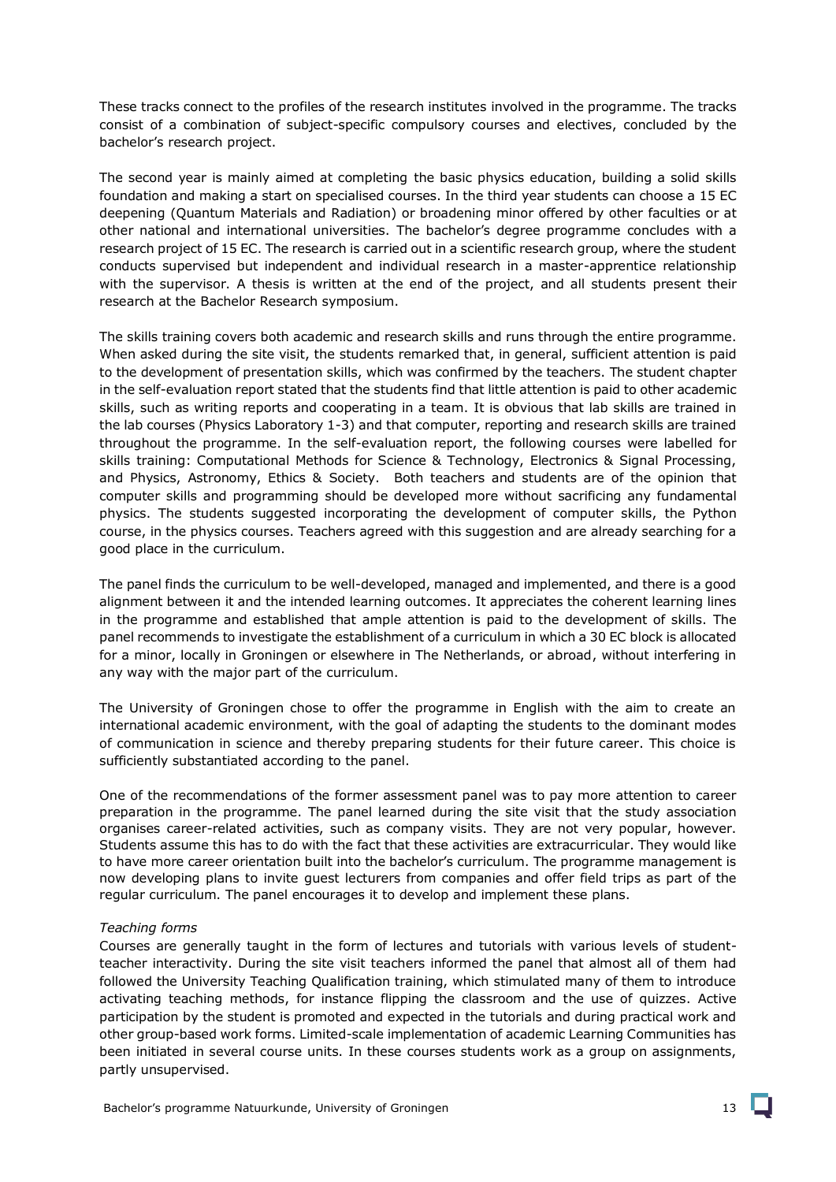These tracks connect to the profiles of the research institutes involved in the programme. The tracks consist of a combination of subject-specific compulsory courses and electives, concluded by the bachelor's research project.

The second year is mainly aimed at completing the basic physics education, building a solid skills foundation and making a start on specialised courses. In the third year students can choose a 15 EC deepening (Quantum Materials and Radiation) or broadening minor offered by other faculties or at other national and international universities. The bachelor's degree programme concludes with a research project of 15 EC. The research is carried out in a scientific research group, where the student conducts supervised but independent and individual research in a master-apprentice relationship with the supervisor. A thesis is written at the end of the project, and all students present their research at the Bachelor Research symposium.

The skills training covers both academic and research skills and runs through the entire programme. When asked during the site visit, the students remarked that, in general, sufficient attention is paid to the development of presentation skills, which was confirmed by the teachers. The student chapter in the self-evaluation report stated that the students find that little attention is paid to other academic skills, such as writing reports and cooperating in a team. It is obvious that lab skills are trained in the lab courses (Physics Laboratory 1-3) and that computer, reporting and research skills are trained throughout the programme. In the self-evaluation report, the following courses were labelled for skills training: Computational Methods for Science & Technology, Electronics & Signal Processing, and Physics, Astronomy, Ethics & Society. Both teachers and students are of the opinion that computer skills and programming should be developed more without sacrificing any fundamental physics. The students suggested incorporating the development of computer skills, the Python course, in the physics courses. Teachers agreed with this suggestion and are already searching for a good place in the curriculum.

The panel finds the curriculum to be well-developed, managed and implemented, and there is a good alignment between it and the intended learning outcomes. It appreciates the coherent learning lines in the programme and established that ample attention is paid to the development of skills. The panel recommends to investigate the establishment of a curriculum in which a 30 EC block is allocated for a minor, locally in Groningen or elsewhere in The Netherlands, or abroad, without interfering in any way with the major part of the curriculum.

The University of Groningen chose to offer the programme in English with the aim to create an international academic environment, with the goal of adapting the students to the dominant modes of communication in science and thereby preparing students for their future career. This choice is sufficiently substantiated according to the panel.

One of the recommendations of the former assessment panel was to pay more attention to career preparation in the programme. The panel learned during the site visit that the study association organises career-related activities, such as company visits. They are not very popular, however. Students assume this has to do with the fact that these activities are extracurricular. They would like to have more career orientation built into the bachelor's curriculum. The programme management is now developing plans to invite guest lecturers from companies and offer field trips as part of the regular curriculum. The panel encourages it to develop and implement these plans.

*Teaching forms*

Courses are generally taught in the form of lectures and tutorials with various levels of student-teacher interactivity. During the site visit teachers informed the panel that almost all of them had followed the University Teaching Qualification training, which stimulated many of them to introduce activating teaching methods, for instance flipping the classroom and the use of quizzes. Active participation by the student is promoted and expected in the tutorials and during practical work and other group-based work forms. Limited-scale implementation of academic Learning Communities has been initiated in several course units. In these courses students work as a group on assignments, partly unsupervised.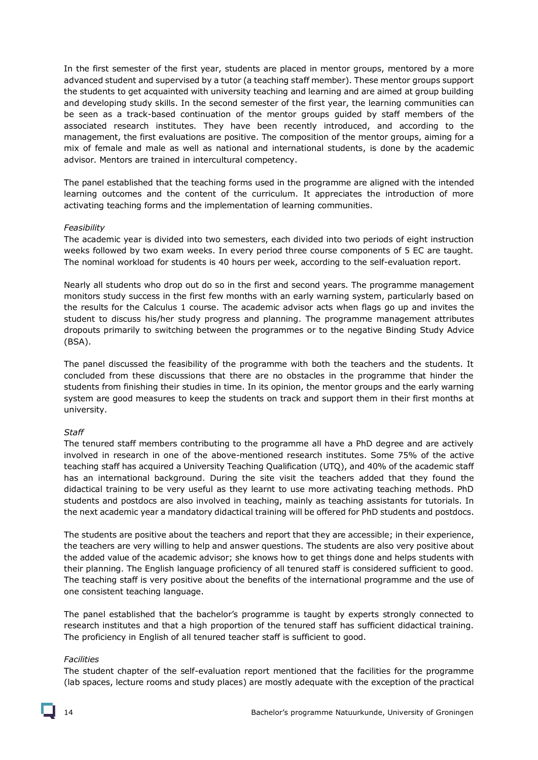In the first semester of the first year, students are placed in mentor groups, mentored by a more advanced student and supervised by a tutor (a teaching staff member). These mentor groups support the students to get acquainted with university teaching and learning and are aimed at group building and developing study skills. In the second semester of the first year, the learning communities can be seen as a track-based continuation of the mentor groups guided by staff members of the associated research institutes. They have been recently introduced, and according to the management, the first evaluations are positive. The composition of the mentor groups, aiming for a mix of female and male as well as national and international students, is done by the academic advisor. Mentors are trained in intercultural competency.

The panel established that the teaching forms used in the programme are aligned with the intended learning outcomes and the content of the curriculum. It appreciates the introduction of more activating teaching forms and the implementation of learning communities.

*Feasibility*

The academic year is divided into two semesters, each divided into two periods of eight instruction weeks followed by two exam weeks. In every period three course components of 5 EC are taught. The nominal workload for students is 40 hours per week, according to the self-evaluation report.

Nearly all students who drop out do so in the first and second years. The programme management monitors study success in the first few months with an early warning system, particularly based on the results for the Calculus 1 course. The academic advisor acts when flags go up and invites the student to discuss his/her study progress and planning. The programme management attributes dropouts primarily to switching between the programmes or to the negative Binding Study Advice (BSA).

The panel discussed the feasibility of the programme with both the teachers and the students. It concluded from these discussions that there are no obstacles in the programme that hinder the students from finishing their studies in time. In its opinion, the mentor groups and the early warning system are good measures to keep the students on track and support them in their first months at university.

*Staff*

The tenured staff members contributing to the programme all have a PhD degree and are actively involved in research in one of the above-mentioned research institutes. Some 75% of the active teaching staff has acquired a University Teaching Qualification (UTQ), and 40% of the academic staff has an international background. During the site visit the teachers added that they found the didactical training to be very useful as they learnt to use more activating teaching methods. PhD students and postdocs are also involved in teaching, mainly as teaching assistants for tutorials. In the next academic year a mandatory didactical training will be offered for PhD students and postdocs.

The students are positive about the teachers and report that they are accessible; in their experience, the teachers are very willing to help and answer questions. The students are also very positive about the added value of the academic advisor; she knows how to get things done and helps students with their planning. The English language proficiency of all tenured staff is considered sufficient to good. The teaching staff is very positive about the benefits of the international programme and the use of one consistent teaching language.

The panel established that the bachelor's programme is taught by experts strongly connected to research institutes and that a high proportion of the tenured staff has sufficient didactical training. The proficiency in English of all tenured teacher staff is sufficient to good.

*Facilities*

The student chapter of the self-evaluation report mentioned that the facilities for the programme (lab spaces, lecture rooms and study places) are mostly adequate with the exception of the practical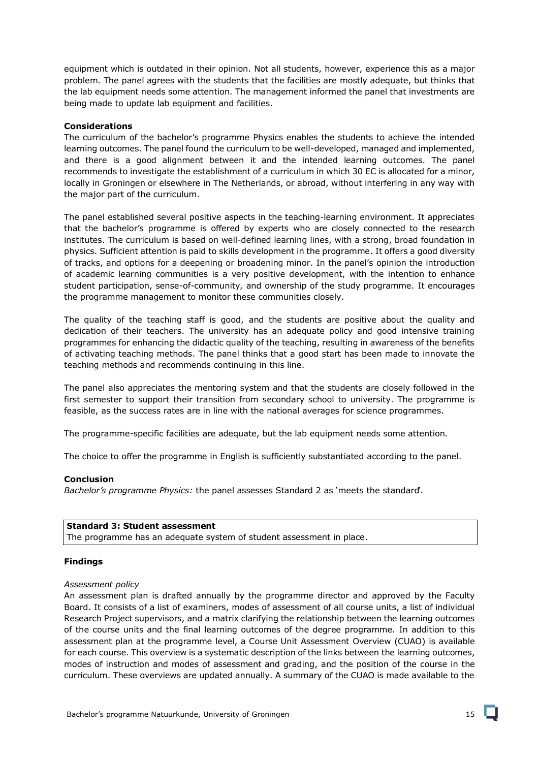equipment which is outdated in their opinion. Not all students, however, experience this as a major problem. The panel agrees with the students that the facilities are mostly adequate, but thinks that the lab equipment needs some attention. The management informed the panel that investments are being made to update lab equipment and facilities.

**Considerations**
The curriculum of the bachelor's programme Physics enables the students to achieve the intended learning outcomes. The panel found the curriculum to be well-developed, managed and implemented, and there is a good alignment between it and the intended learning outcomes. The panel recommends to investigate the establishment of a curriculum in which 30 EC is allocated for a minor, locally in Groningen or elsewhere in The Netherlands, or abroad, without interfering in any way with the major part of the curriculum.

The panel established several positive aspects in the teaching-learning environment. It appreciates that the bachelor's programme is offered by experts who are closely connected to the research institutes. The curriculum is based on well-defined learning lines, with a strong, broad foundation in physics. Sufficient attention is paid to skills development in the programme. It offers a good diversity of tracks, and options for a deepening or broadening minor. In the panel's opinion the introduction of academic learning communities is a very positive development, with the intention to enhance student participation, sense-of-community, and ownership of the study programme. It encourages the programme management to monitor these communities closely.

The quality of the teaching staff is good, and the students are positive about the quality and dedication of their teachers. The university has an adequate policy and good intensive training programmes for enhancing the didactic quality of the teaching, resulting in awareness of the benefits of activating teaching methods. The panel thinks that a good start has been made to innovate the teaching methods and recommends continuing in this line.

The panel also appreciates the mentoring system and that the students are closely followed in the first semester to support their transition from secondary school to university. The programme is feasible, as the success rates are in line with the national averages for science programmes.

The programme-specific facilities are adequate, but the lab equipment needs some attention.

The choice to offer the programme in English is sufficiently substantiated according to the panel.

**Conclusion**
*Bachelor's programme Physics:* the panel assesses Standard 2 as 'meets the standard'.

**Standard 3: Student assessment**
The programme has an adequate system of student assessment in place.

**Findings**

*Assessment policy*
An assessment plan is drafted annually by the programme director and approved by the Faculty Board. It consists of a list of examiners, modes of assessment of all course units, a list of individual Research Project supervisors, and a matrix clarifying the relationship between the learning outcomes of the course units and the final learning outcomes of the degree programme. In addition to this assessment plan at the programme level, a Course Unit Assessment Overview (CUAO) is available for each course. This overview is a systematic description of the links between the learning outcomes, modes of instruction and modes of assessment and grading, and the position of the course in the curriculum. These overviews are updated annually. A summary of the CUAO is made available to the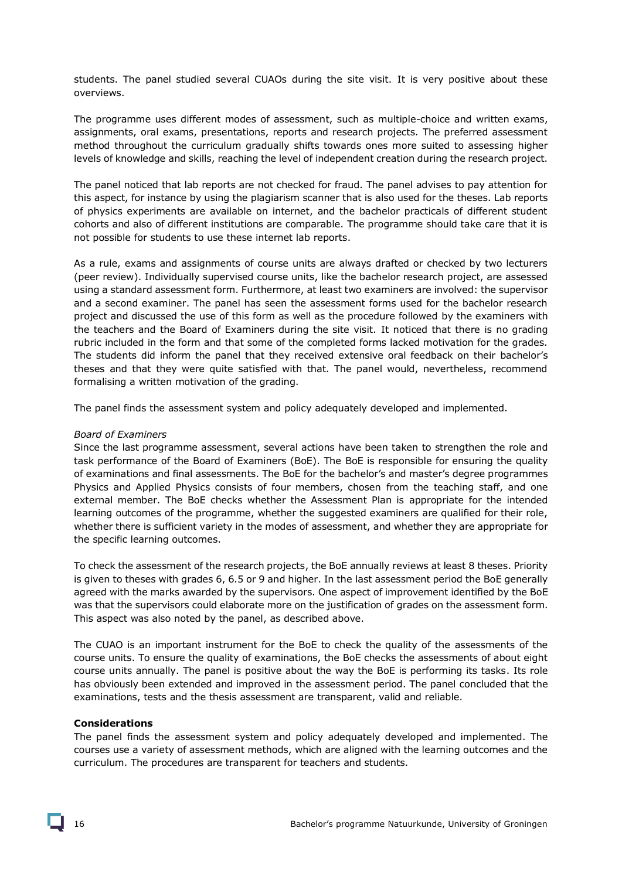students. The panel studied several CUAOs during the site visit. It is very positive about these overviews.

The programme uses different modes of assessment, such as multiple-choice and written exams, assignments, oral exams, presentations, reports and research projects. The preferred assessment method throughout the curriculum gradually shifts towards ones more suited to assessing higher levels of knowledge and skills, reaching the level of independent creation during the research project.

The panel noticed that lab reports are not checked for fraud. The panel advises to pay attention for this aspect, for instance by using the plagiarism scanner that is also used for the theses. Lab reports of physics experiments are available on internet, and the bachelor practicals of different student cohorts and also of different institutions are comparable. The programme should take care that it is not possible for students to use these internet lab reports.

As a rule, exams and assignments of course units are always drafted or checked by two lecturers (peer review). Individually supervised course units, like the bachelor research project, are assessed using a standard assessment form. Furthermore, at least two examiners are involved: the supervisor and a second examiner. The panel has seen the assessment forms used for the bachelor research project and discussed the use of this form as well as the procedure followed by the examiners with the teachers and the Board of Examiners during the site visit. It noticed that there is no grading rubric included in the form and that some of the completed forms lacked motivation for the grades. The students did inform the panel that they received extensive oral feedback on their bachelor's theses and that they were quite satisfied with that. The panel would, nevertheless, recommend formalising a written motivation of the grading.

The panel finds the assessment system and policy adequately developed and implemented.

*Board of Examiners*

Since the last programme assessment, several actions have been taken to strengthen the role and task performance of the Board of Examiners (BoE). The BoE is responsible for ensuring the quality of examinations and final assessments. The BoE for the bachelor's and master's degree programmes Physics and Applied Physics consists of four members, chosen from the teaching staff, and one external member. The BoE checks whether the Assessment Plan is appropriate for the intended learning outcomes of the programme, whether the suggested examiners are qualified for their role, whether there is sufficient variety in the modes of assessment, and whether they are appropriate for the specific learning outcomes.

To check the assessment of the research projects, the BoE annually reviews at least 8 theses. Priority is given to theses with grades 6, 6.5 or 9 and higher. In the last assessment period the BoE generally agreed with the marks awarded by the supervisors. One aspect of improvement identified by the BoE was that the supervisors could elaborate more on the justification of grades on the assessment form. This aspect was also noted by the panel, as described above.

The CUAO is an important instrument for the BoE to check the quality of the assessments of the course units. To ensure the quality of examinations, the BoE checks the assessments of about eight course units annually. The panel is positive about the way the BoE is performing its tasks. Its role has obviously been extended and improved in the assessment period. The panel concluded that the examinations, tests and the thesis assessment are transparent, valid and reliable.

**Considerations**

The panel finds the assessment system and policy adequately developed and implemented. The courses use a variety of assessment methods, which are aligned with the learning outcomes and the curriculum. The procedures are transparent for teachers and students.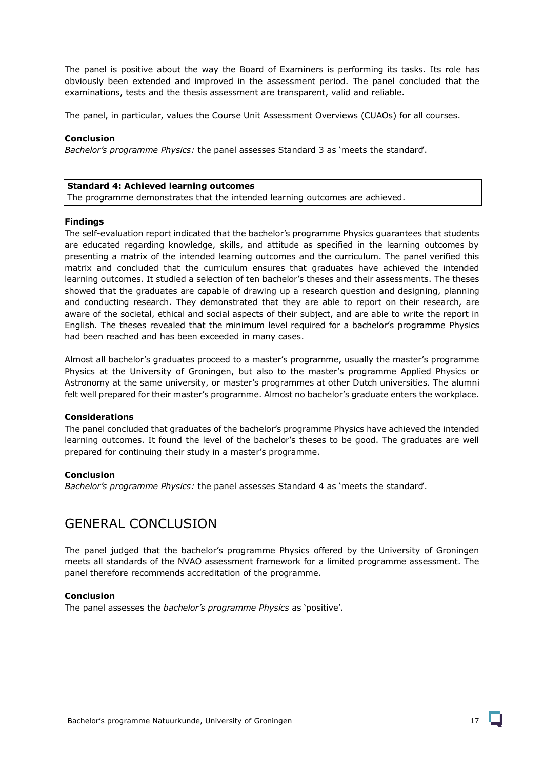The panel is positive about the way the Board of Examiners is performing its tasks. Its role has obviously been extended and improved in the assessment period. The panel concluded that the examinations, tests and the thesis assessment are transparent, valid and reliable.

The panel, in particular, values the Course Unit Assessment Overviews (CUAOs) for all courses.

**Conclusion**
*Bachelor's programme Physics:* the panel assesses Standard 3 as 'meets the standard'.

| **Standard 4: Achieved learning outcomes** |
|---|
| The programme demonstrates that the intended learning outcomes are achieved. |

**Findings**
The self-evaluation report indicated that the bachelor's programme Physics guarantees that students are educated regarding knowledge, skills, and attitude as specified in the learning outcomes by presenting a matrix of the intended learning outcomes and the curriculum. The panel verified this matrix and concluded that the curriculum ensures that graduates have achieved the intended learning outcomes. It studied a selection of ten bachelor's theses and their assessments. The theses showed that the graduates are capable of drawing up a research question and designing, planning and conducting research. They demonstrated that they are able to report on their research, are aware of the societal, ethical and social aspects of their subject, and are able to write the report in English. The theses revealed that the minimum level required for a bachelor's programme Physics had been reached and has been exceeded in many cases.

Almost all bachelor's graduates proceed to a master's programme, usually the master's programme Physics at the University of Groningen, but also to the master's programme Applied Physics or Astronomy at the same university, or master's programmes at other Dutch universities. The alumni felt well prepared for their master's programme. Almost no bachelor's graduate enters the workplace.

**Considerations**
The panel concluded that graduates of the bachelor's programme Physics have achieved the intended learning outcomes. It found the level of the bachelor's theses to be good. The graduates are well prepared for continuing their study in a master's programme.

**Conclusion**
*Bachelor's programme Physics:* the panel assesses Standard 4 as 'meets the standard'.

# GENERAL CONCLUSION

The panel judged that the bachelor's programme Physics offered by the University of Groningen meets all standards of the NVAO assessment framework for a limited programme assessment. The panel therefore recommends accreditation of the programme.

**Conclusion**
The panel assesses the *bachelor's programme Physics* as 'positive'.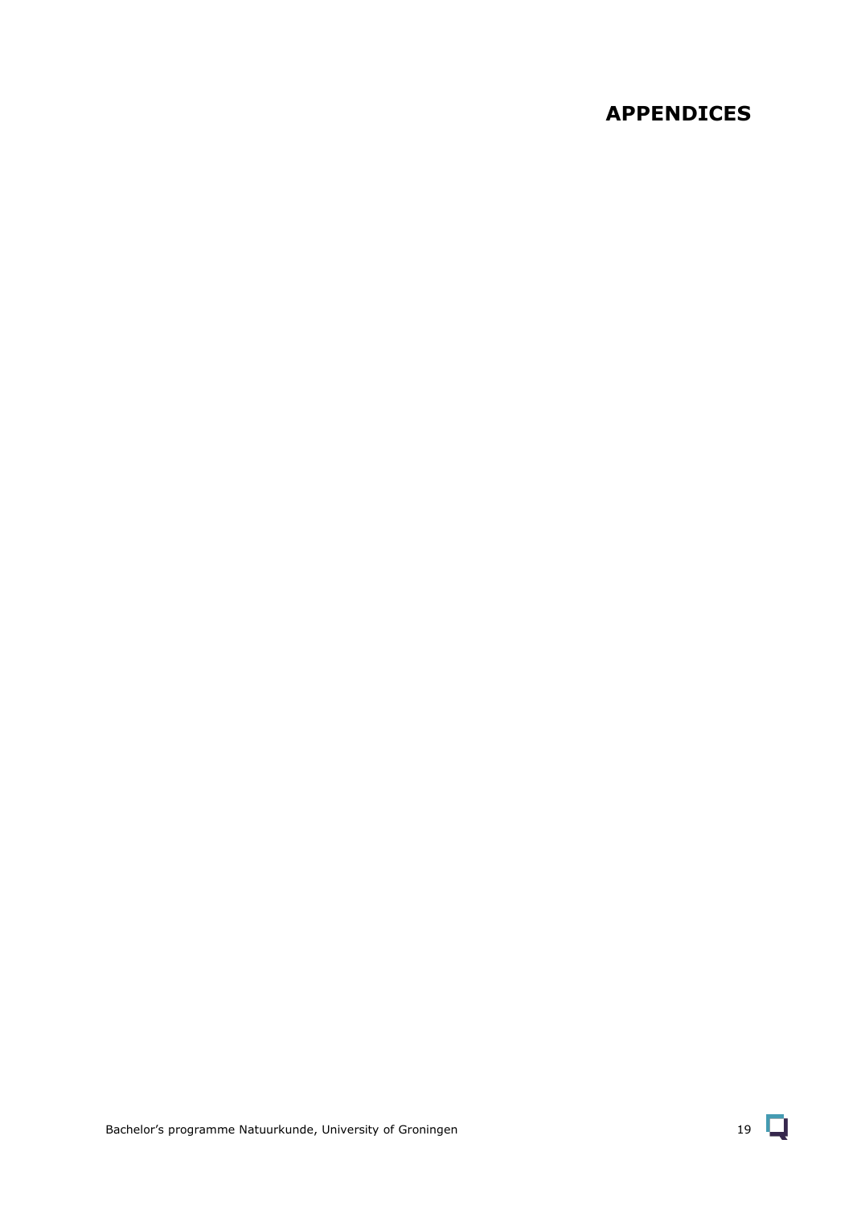# APPENDICES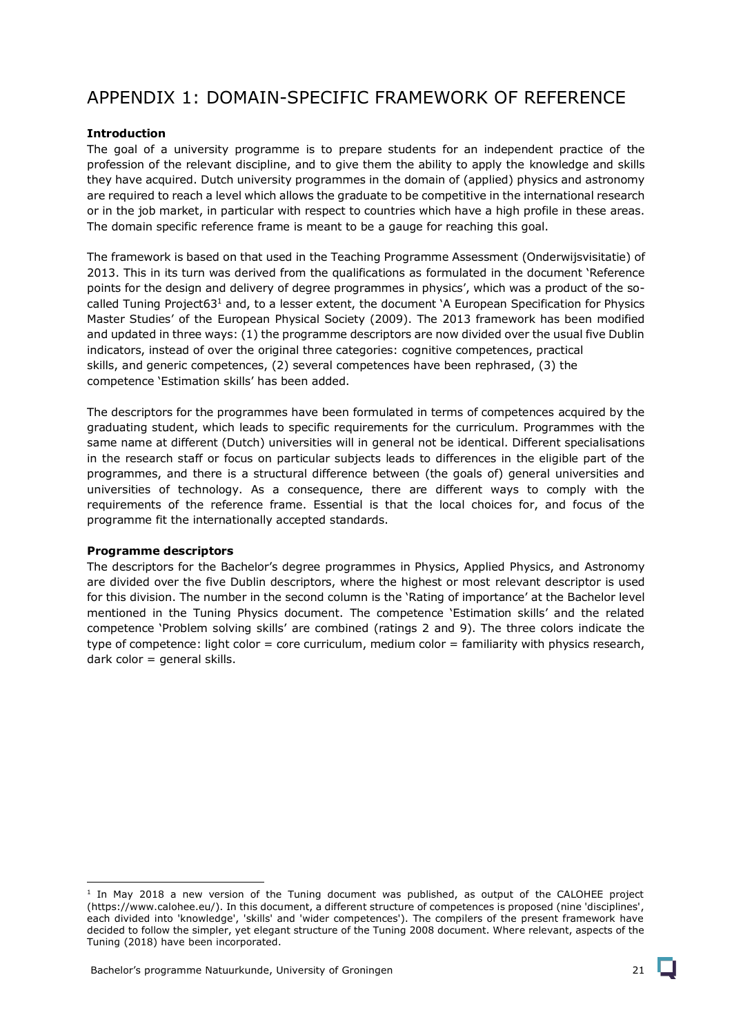# APPENDIX 1: DOMAIN-SPECIFIC FRAMEWORK OF REFERENCE

**Introduction**

The goal of a university programme is to prepare students for an independent practice of the profession of the relevant discipline, and to give them the ability to apply the knowledge and skills they have acquired. Dutch university programmes in the domain of (applied) physics and astronomy are required to reach a level which allows the graduate to be competitive in the international research or in the job market, in particular with respect to countries which have a high profile in these areas. The domain specific reference frame is meant to be a gauge for reaching this goal.

The framework is based on that used in the Teaching Programme Assessment (Onderwijsvisitatie) of 2013. This in its turn was derived from the qualifications as formulated in the document 'Reference points for the design and delivery of degree programmes in physics', which was a product of the so-called Tuning Project63[1] and, to a lesser extent, the document 'A European Specification for Physics Master Studies' of the European Physical Society (2009). The 2013 framework has been modified and updated in three ways: (1) the programme descriptors are now divided over the usual five Dublin indicators, instead of over the original three categories: cognitive competences, practical skills, and generic competences, (2) several competences have been rephrased, (3) the competence 'Estimation skills' has been added.

The descriptors for the programmes have been formulated in terms of competences acquired by the graduating student, which leads to specific requirements for the curriculum. Programmes with the same name at different (Dutch) universities will in general not be identical. Different specialisations in the research staff or focus on particular subjects leads to differences in the eligible part of the programmes, and there is a structural difference between (the goals of) general universities and universities of technology. As a consequence, there are different ways to comply with the requirements of the reference frame. Essential is that the local choices for, and focus of the programme fit the internationally accepted standards.

**Programme descriptors**

The descriptors for the Bachelor's degree programmes in Physics, Applied Physics, and Astronomy are divided over the five Dublin descriptors, where the highest or most relevant descriptor is used for this division. The number in the second column is the 'Rating of importance' at the Bachelor level mentioned in the Tuning Physics document. The competence 'Estimation skills' and the related competence 'Problem solving skills' are combined (ratings 2 and 9). The three colors indicate the type of competence: light color = core curriculum, medium color = familiarity with physics research, dark color = general skills.

[1] In May 2018 a new version of the Tuning document was published, as output of the CALOHEE project (https://www.calohee.eu/). In this document, a different structure of competences is proposed (nine 'disciplines', each divided into 'knowledge', 'skills' and 'wider competences'). The compilers of the present framework have decided to follow the simpler, yet elegant structure of the Tuning 2008 document. Where relevant, aspects of the Tuning (2018) have been incorporated.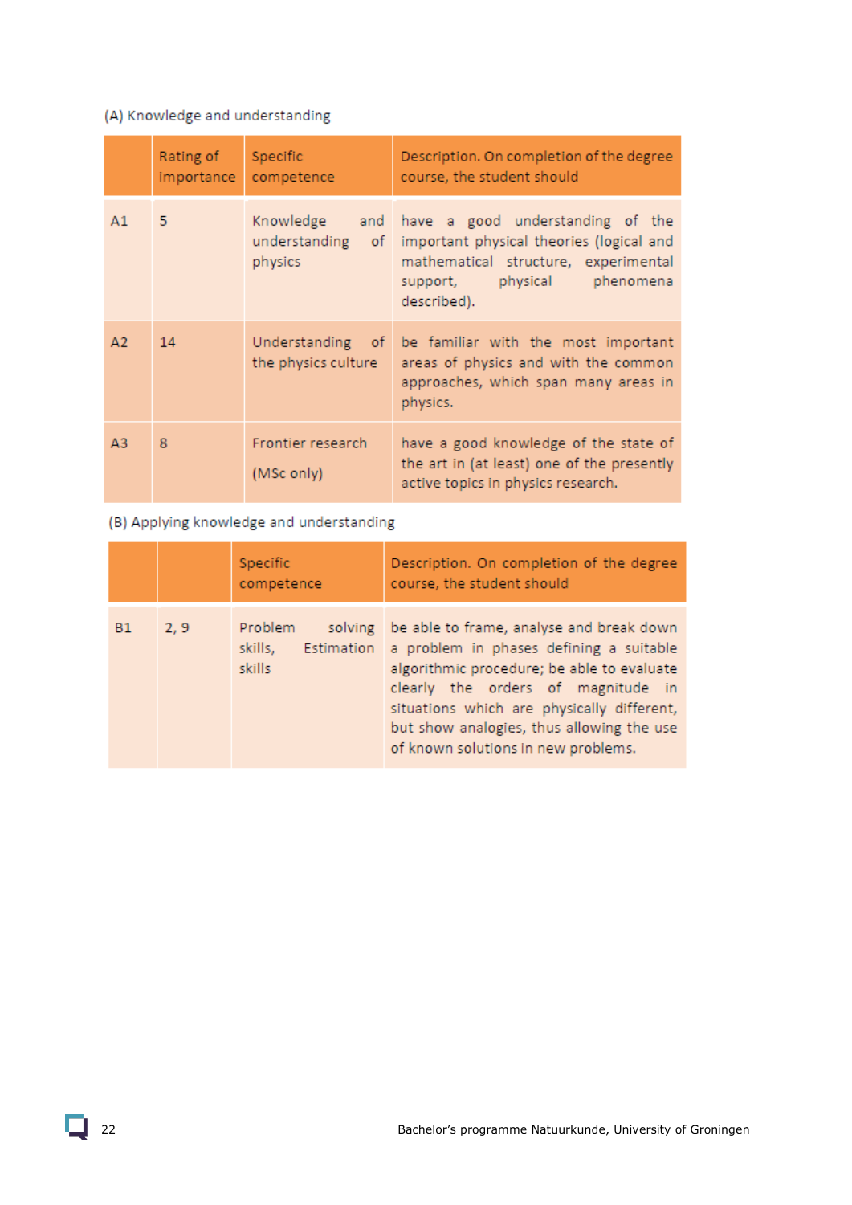(A) Knowledge and understanding

| | Rating of importance | Specific competence | Description. On completion of the degree course, the student should |
|---|---|---|---|
| A1 | 5 | Knowledge and understanding of physics | have a good understanding of the important physical theories (logical and mathematical structure, experimental support, physical phenomena described). |
| A2 | 14 | Understanding of the physics culture | be familiar with the most important areas of physics and with the common approaches, which span many areas in physics. |
| A3 | 8 | Frontier research (MSc only) | have a good knowledge of the state of the art in (at least) one of the presently active topics in physics research. |

(B) Applying knowledge and understanding

| | | Specific competence | Description. On completion of the degree course, the student should |
|---|---|---|---|
| B1 | 2, 9 | Problem solving skills, Estimation skills | be able to frame, analyse and break down a problem in phases defining a suitable algorithmic procedure; be able to evaluate clearly the orders of magnitude in situations which are physically different, but show analogies, thus allowing the use of known solutions in new problems. |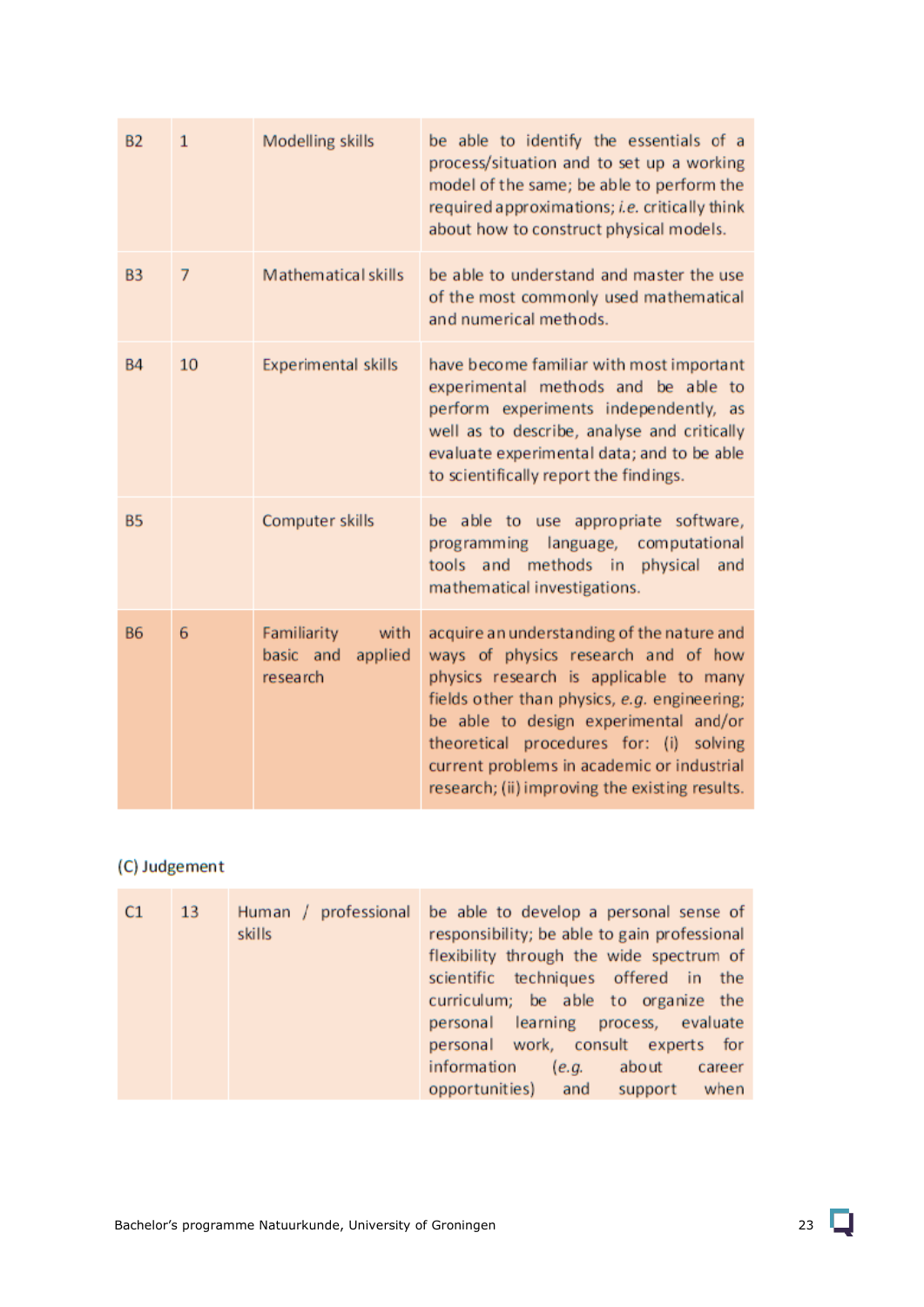| | | | |
|---|---|---|---|
| B2 | 1 | Modelling skills | be able to identify the essentials of a process/situation and to set up a working model of the same; be able to perform the required approximations; *i.e.* critically think about how to construct physical models. |
| B3 | 7 | Mathematical skills | be able to understand and master the use of the most commonly used mathematical and numerical methods. |
| B4 | 10 | Experimental skills | have become familiar with most important experimental methods and be able to perform experiments independently, as well as to describe, analyse and critically evaluate experimental data; and to be able to scientifically report the findings. |
| B5 | | Computer skills | be able to use appropriate software, programming language, computational tools and methods in physical and mathematical investigations. |
| B6 | 6 | Familiarity with basic and applied research | acquire an understanding of the nature and ways of physics research and of how physics research is applicable to many fields other than physics, *e.g.* engineering; be able to design experimental and/or theoretical procedures for: (i) solving current problems in academic or industrial research; (ii) improving the existing results. |

(C) Judgement

| | | | |
|---|---|---|---|
| C1 | 13 | Human / professional skills | be able to develop a personal sense of responsibility; be able to gain professional flexibility through the wide spectrum of scientific techniques offered in the curriculum; be able to organize the personal learning process, evaluate personal work, consult experts for information (*e.g.* about career opportunities) and support when |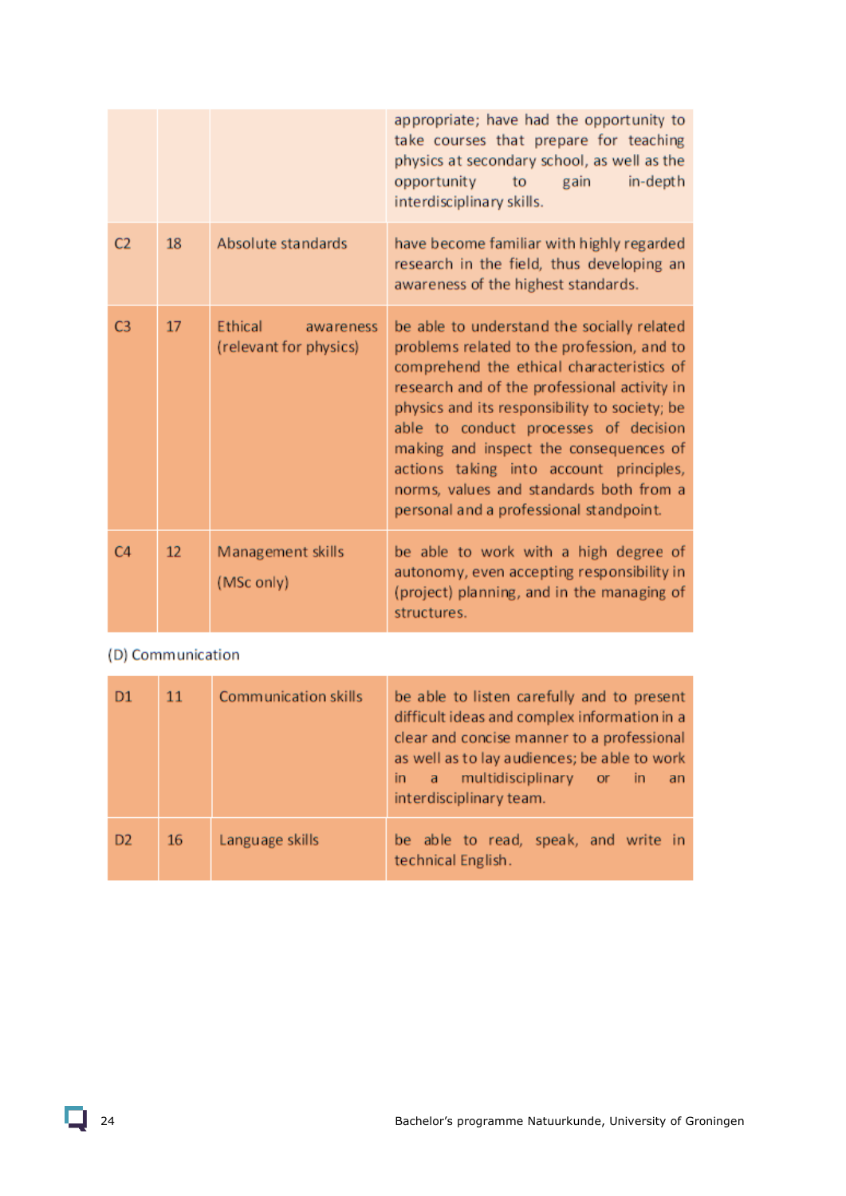| | | | |
|---|---|---|---|
| | | | appropriate; have had the opportunity to take courses that prepare for teaching physics at secondary school, as well as the opportunity to gain in-depth interdisciplinary skills. |
| C2 | 18 | Absolute standards | have become familiar with highly regarded research in the field, thus developing an awareness of the highest standards. |
| C3 | 17 | Ethical awareness (relevant for physics) | be able to understand the socially related problems related to the profession, and to comprehend the ethical characteristics of research and of the professional activity in physics and its responsibility to society; be able to conduct processes of decision making and inspect the consequences of actions taking into account principles, norms, values and standards both from a personal and a professional standpoint. |
| C4 | 12 | Management skills (MSc only) | be able to work with a high degree of autonomy, even accepting responsibility in (project) planning, and in the managing of structures. |

(D) Communication

| | | | |
|---|---|---|---|
| D1 | 11 | Communication skills | be able to listen carefully and to present difficult ideas and complex information in a clear and concise manner to a professional as well as to lay audiences; be able to work in a multidisciplinary or in an interdisciplinary team. |
| D2 | 16 | Language skills | be able to read, speak, and write in technical English. |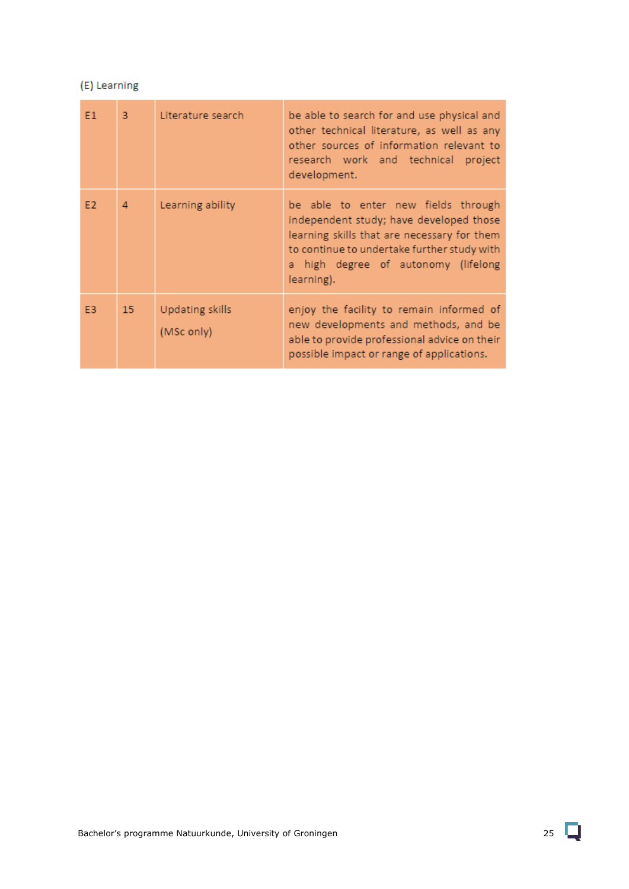(E) Learning

| | | | |
|---|---|---|---|
| E1 | 3 | Literature search | be able to search for and use physical and other technical literature, as well as any other sources of information relevant to research work and technical project development. |
| E2 | 4 | Learning ability | be able to enter new fields through independent study; have developed those learning skills that are necessary for them to continue to undertake further study with a high degree of autonomy (lifelong learning). |
| E3 | 15 | Updating skills<br>(MSc only) | enjoy the facility to remain informed of new developments and methods, and be able to provide professional advice on their possible impact or range of applications. |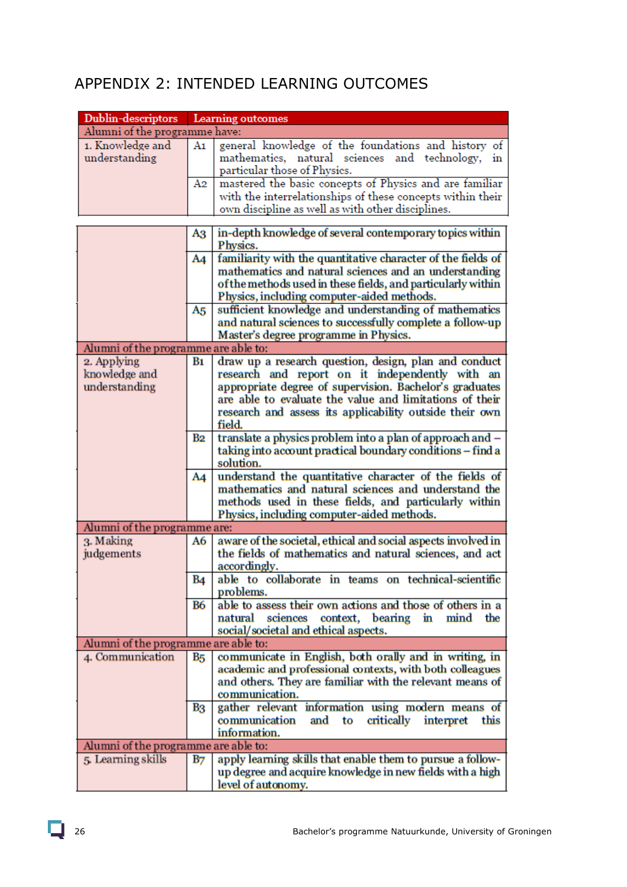# APPENDIX 2: INTENDED LEARNING OUTCOMES

| Dublin-descriptors | | Learning outcomes |
|---|---|---|
| **Alumni of the programme have:** | | |
| 1. Knowledge and understanding | A1 | general knowledge of the foundations and history of mathematics, natural sciences and technology, in particular those of Physics. |
| | A2 | mastered the basic concepts of Physics and are familiar with the interrelationships of these concepts within their own discipline as well as with other disciplines. |
| | A3 | in-depth knowledge of several contemporary topics within Physics. |
| | A4 | familiarity with the quantitative character of the fields of mathematics and natural sciences and an understanding of the methods used in these fields, and particularly within Physics, including computer-aided methods. |
| | A5 | sufficient knowledge and understanding of mathematics and natural sciences to successfully complete a follow-up Master's degree programme in Physics. |
| **Alumni of the programme are able to:** | | |
| 2. Applying knowledge and understanding | B1 | draw up a research question, design, plan and conduct research and report on it independently with an appropriate degree of supervision. Bachelor's graduates are able to evaluate the value and limitations of their research and assess its applicability outside their own field. |
| | B2 | translate a physics problem into a plan of approach and – taking into account practical boundary conditions – find a solution. |
| | A4 | understand the quantitative character of the fields of mathematics and natural sciences and understand the methods used in these fields, and particularly within Physics, including computer-aided methods. |
| **Alumni of the programme are:** | | |
| 3. Making judgements | A6 | aware of the societal, ethical and social aspects involved in the fields of mathematics and natural sciences, and act accordingly. |
| | B4 | able to collaborate in teams on technical-scientific problems. |
| | B6 | able to assess their own actions and those of others in a natural sciences context, bearing in mind the social/societal and ethical aspects. |
| **Alumni of the programme are able to:** | | |
| 4. Communication | B5 | communicate in English, both orally and in writing, in academic and professional contexts, with both colleagues and others. They are familiar with the relevant means of communication. |
| | B3 | gather relevant information using modern means of communication and to critically interpret this information. |
| **Alumni of the programme are able to:** | | |
| 5. Learning skills | B7 | apply learning skills that enable them to pursue a follow-up degree and acquire knowledge in new fields with a high level of autonomy. |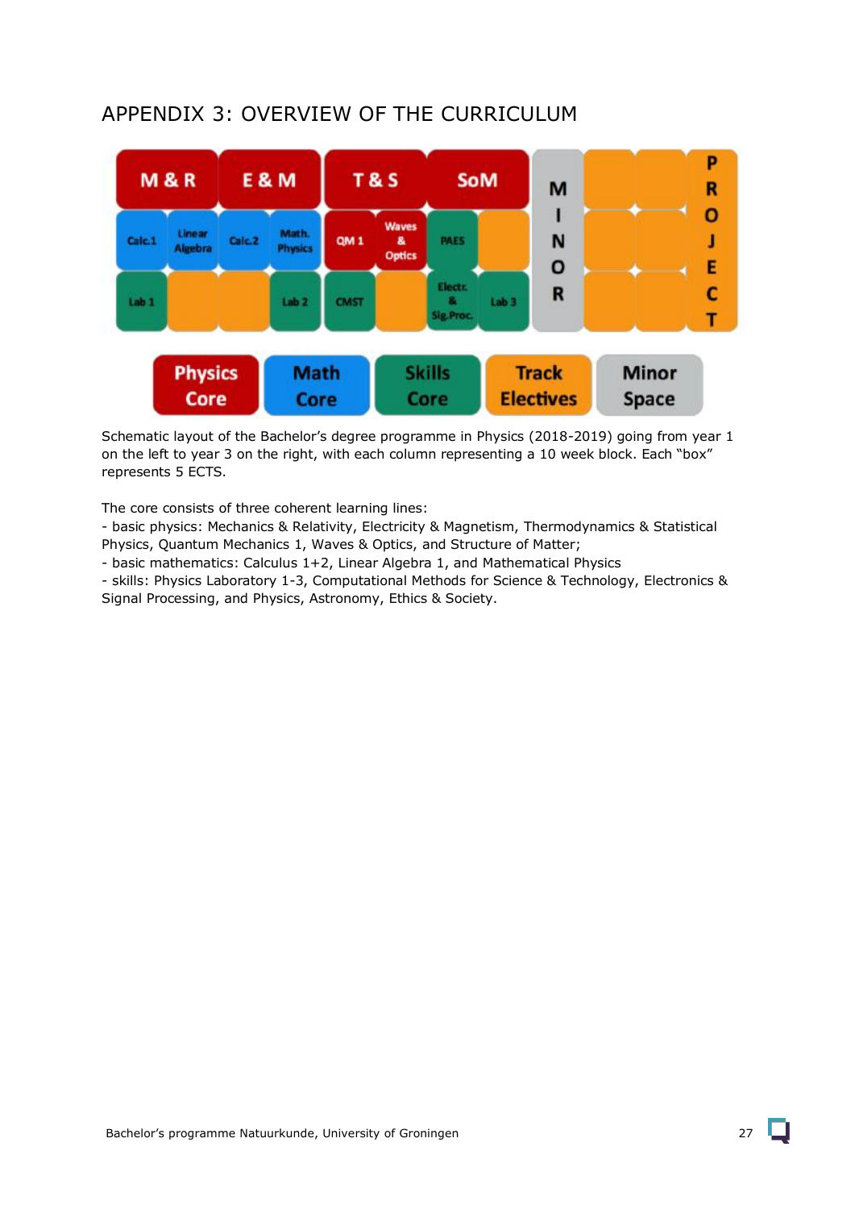# APPENDIX 3: OVERVIEW OF THE CURRICULUM

| M & R | | E & M | | T & S | | SoM | | MINOR | | | PROJECT |
|---|---|---|---|---|---|---|---|---|---|---|---|
| Calc.1 | Linear Algebra | Calc.2 | Math. Physics | QM 1 | Waves & Optics | PAES | | | | | |
| Lab 1 | | | Lab 2 | CMST | | Electr. & Sig.Proc. | Lab 3 | | | | |

Physics Core | Math Core | Skills Core | Track Electives | Minor Space

Schematic layout of the Bachelor's degree programme in Physics (2018-2019) going from year 1 on the left to year 3 on the right, with each column representing a 10 week block. Each "box" represents 5 ECTS.

The core consists of three coherent learning lines:
- basic physics: Mechanics & Relativity, Electricity & Magnetism, Thermodynamics & Statistical Physics, Quantum Mechanics 1, Waves & Optics, and Structure of Matter;
- basic mathematics: Calculus 1+2, Linear Algebra 1, and Mathematical Physics
- skills: Physics Laboratory 1-3, Computational Methods for Science & Technology, Electronics & Signal Processing, and Physics, Astronomy, Ethics & Society.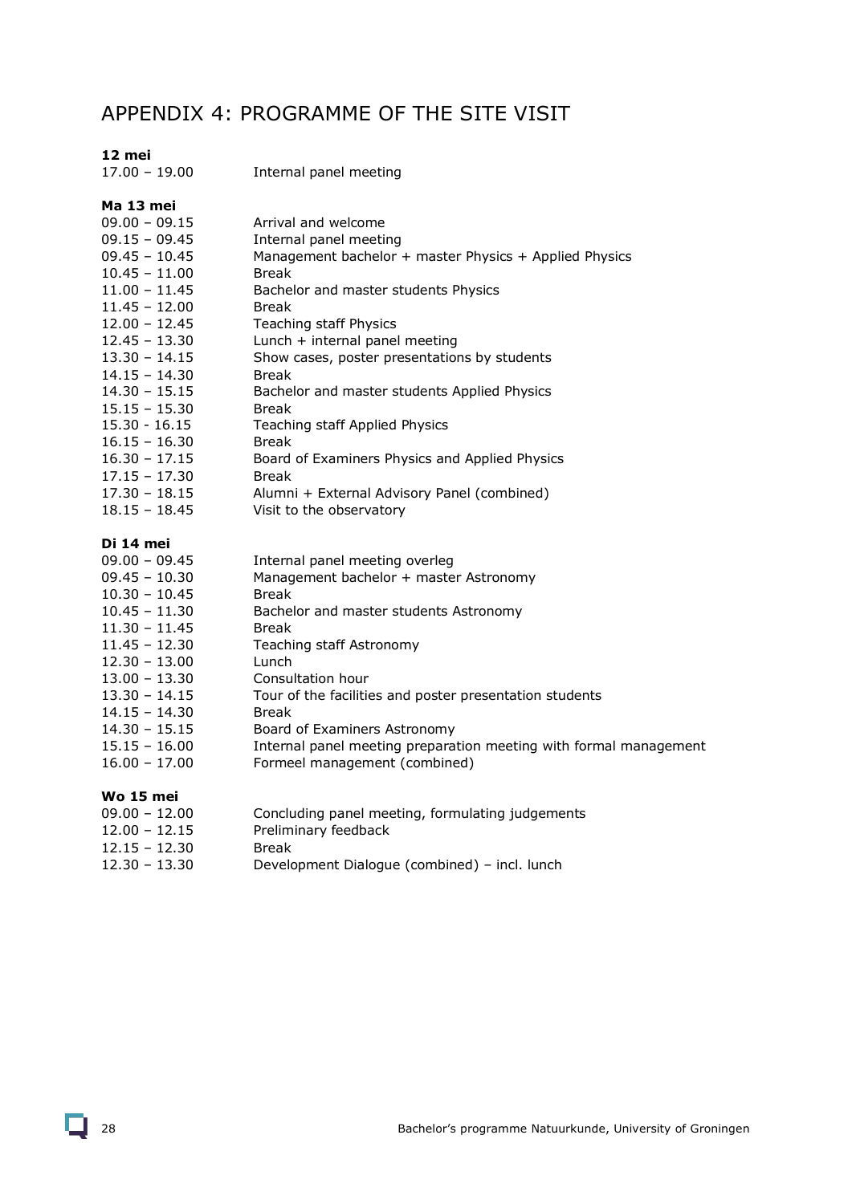# APPENDIX 4: PROGRAMME OF THE SITE VISIT

**12 mei**

| | |
|---|---|
| 17.00 – 19.00 | Internal panel meeting |

**Ma 13 mei**

| | |
|---|---|
| 09.00 – 09.15 | Arrival and welcome |
| 09.15 – 09.45 | Internal panel meeting |
| 09.45 – 10.45 | Management bachelor + master Physics + Applied Physics |
| 10.45 – 11.00 | Break |
| 11.00 – 11.45 | Bachelor and master students Physics |
| 11.45 – 12.00 | Break |
| 12.00 – 12.45 | Teaching staff Physics |
| 12.45 – 13.30 | Lunch + internal panel meeting |
| 13.30 – 14.15 | Show cases, poster presentations by students |
| 14.15 – 14.30 | Break |
| 14.30 – 15.15 | Bachelor and master students Applied Physics |
| 15.15 – 15.30 | Break |
| 15.30 - 16.15 | Teaching staff Applied Physics |
| 16.15 – 16.30 | Break |
| 16.30 – 17.15 | Board of Examiners Physics and Applied Physics |
| 17.15 – 17.30 | Break |
| 17.30 – 18.15 | Alumni + External Advisory Panel (combined) |
| 18.15 – 18.45 | Visit to the observatory |

**Di 14 mei**

| | |
|---|---|
| 09.00 – 09.45 | Internal panel meeting overleg |
| 09.45 – 10.30 | Management bachelor + master Astronomy |
| 10.30 – 10.45 | Break |
| 10.45 – 11.30 | Bachelor and master students Astronomy |
| 11.30 – 11.45 | Break |
| 11.45 – 12.30 | Teaching staff Astronomy |
| 12.30 – 13.00 | Lunch |
| 13.00 – 13.30 | Consultation hour |
| 13.30 – 14.15 | Tour of the facilities and poster presentation students |
| 14.15 – 14.30 | Break |
| 14.30 – 15.15 | Board of Examiners Astronomy |
| 15.15 – 16.00 | Internal panel meeting preparation meeting with formal management |
| 16.00 – 17.00 | Formeel management (combined) |

**Wo 15 mei**

| | |
|---|---|
| 09.00 – 12.00 | Concluding panel meeting, formulating judgements |
| 12.00 – 12.15 | Preliminary feedback |
| 12.15 – 12.30 | Break |
| 12.30 – 13.30 | Development Dialogue (combined) – incl. lunch |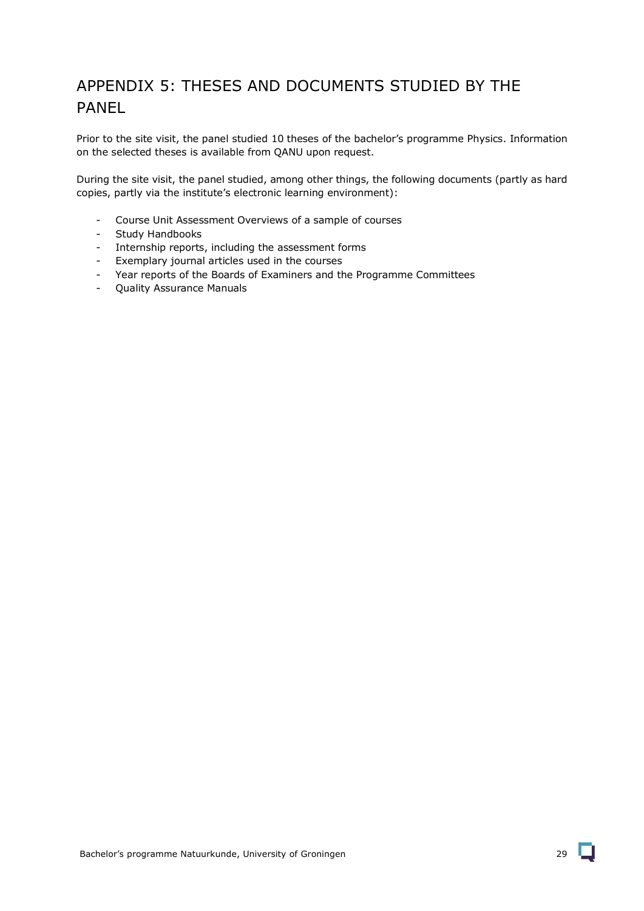# APPENDIX 5: THESES AND DOCUMENTS STUDIED BY THE PANEL

Prior to the site visit, the panel studied 10 theses of the bachelor's programme Physics. Information on the selected theses is available from QANU upon request.

During the site visit, the panel studied, among other things, the following documents (partly as hard copies, partly via the institute's electronic learning environment):

- Course Unit Assessment Overviews of a sample of courses
- Study Handbooks
- Internship reports, including the assessment forms
- Exemplary journal articles used in the courses
- Year reports of the Boards of Examiners and the Programme Committees
- Quality Assurance Manuals